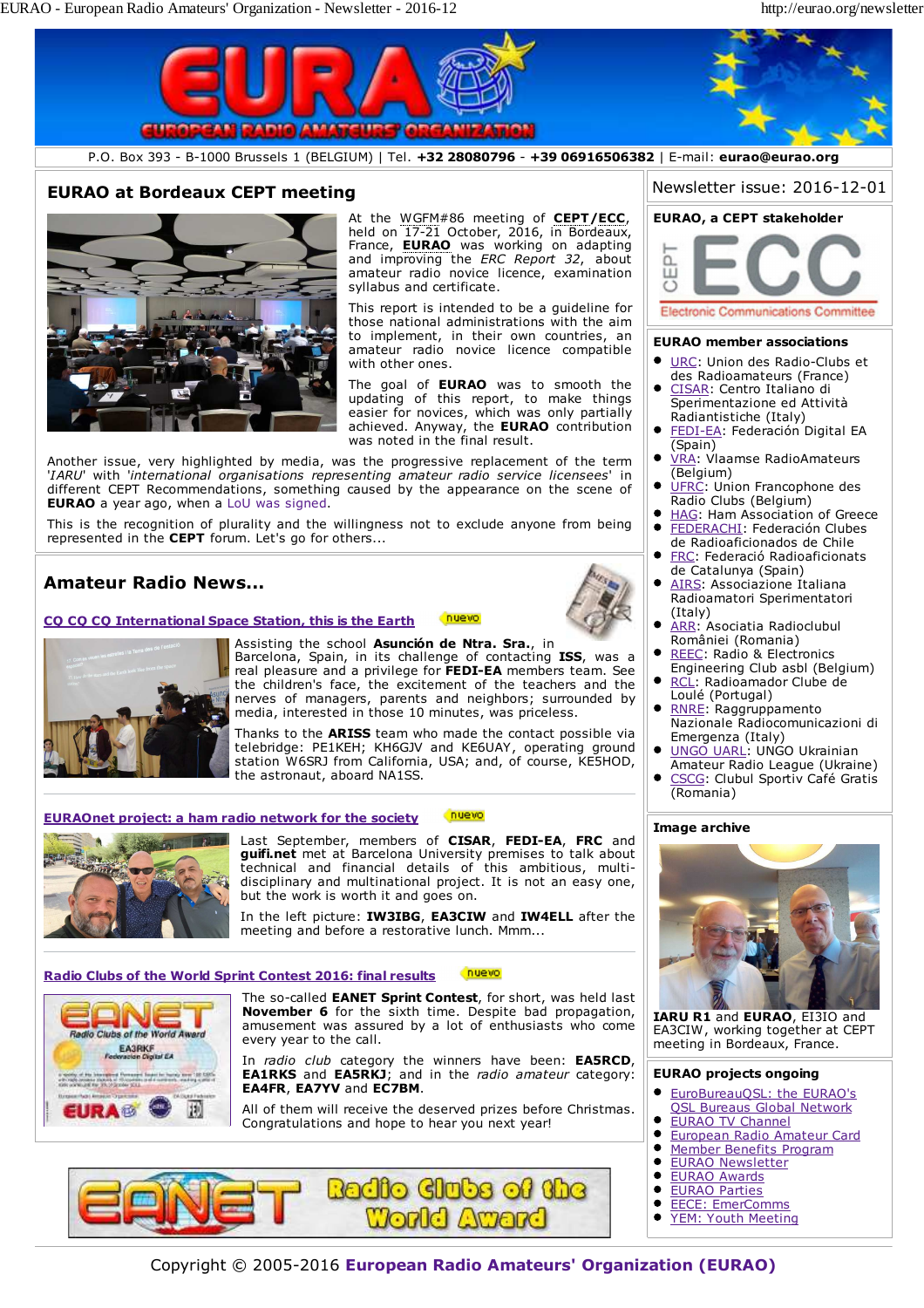P.O. Box 393 - B-1000 Brussels 1 (BELGIUM) | Tel. **+32 28080796** - **+39 06916506382** | E-mail: **eurao@eurao.org**

## EURAO at Bordeaux CEPT meeting

At the WGFM#86 meeting of **CEPT/ECC**, held on 17-21 October, 2016, in Bordeaux, France, **EURAO** was working on adapting and improving the *ERC Report 32*, about amateur radio novice licence, examination syllabus and certificate.

This report is intended to be a guideline for those national administrations with the aim to implement, in their own countries, an amateur radio novice licence compatible with other ones.

The goal of **EURAO** was to smooth the updating of this report, to make things easier for novices, which was only partially achieved. Anyway, the **EURAO** contribution was noted in the final result.

Another issue, very highlighted by media, was the progressive replacement of the term '*IARU*' with '*international organisations representing amateur radio service licensees*' in different CEPT Recommendations, something caused by the appearance on the scene of **EURAO** a year ago, when a LoU was signed.

This is the recognition of plurality and the willingness not to exclude anyone from being represented in the **CEPT** forum. Let's go for others...

## Amateur Radio News...

### CQ CQ CQ International Space Station, this is the Earth (nuevo)

Assisting the school **Asunción de Ntra. Sra.**, in Barcelona, Spain, in its challenge of contacting **ISS**, was a real pleasure and a privilege for **FEDI-EA** members team. See the children's face, the excitement of the teachers and the nerves of managers, parents and neighbors; surrounded by media, interested in those 10 minutes, was priceless.

Thanks to the **ARISS** team who made the contact possible via telebridge: PE1KEH; KH6GJV and KE6UAY, operating ground station W6SRJ from California, USA; and, of course, KE5HOD, the astronaut, aboard NA1SS.

### EURAOnet project: a ham radio network for the society (nuevo)

Last September, members of **CISAR**, **FEDI-EA**, **FRC** and **guifi.net** met at Barcelona University premises to talk about technical and financial details of this ambitious, multi-disciplinary and multinational project. It is not an easy one, but the work is worth it and goes on.

In the left picture: **IW3IBG**, **EA3CIW** and **IW4ELL** after the meeting and before a restorative lunch. Mmm...

### Radio Clubs of the World Sprint Contest 2016: final results (nuevo)

The so-called **EANET Sprint Contest**, for short, was held last **November 6** for the sixth time. Despite bad propagation, amusement was assured by a lot of enthusiasts who come every year to the call.

In *radio club* category the winners have been: **EA5RCD**, **EA1RKS** and **EA5RKJ**; and in the *radio amateur* category: **EA4FR**, **EA7YV** and **EC7BM**.

All of them will receive the deserved prizes before Christmas. Congratulations and hope to hear you next year!

EANET Radio Clubs of the World Award

Newsletter issue: 2016-12-01

### EURAO, a CEPT stakeholder

CEPT ECC Electronic Communications Committee

### EURAO member associations

- URC: Union des Radio-Clubs et des Radioamateurs (France)
- CISAR: Centro Italiano di Sperimentazione ed Attività Radiantistiche (Italy)
- FEDI-EA: Federación Digital EA (Spain)
- VRA: Vlaamse RadioAmateurs (Belgium)
- UFRC: Union Francophone des Radio Clubs (Belgium)
- HAG: Ham Association of Greece
- FEDERACHI: Federación Clubes de Radioaficionados de Chile
- FRC: Federació Radioaficionats de Catalunya (Spain)
- AIRS: Associazione Italiana Radioamatori Sperimentatori (Italy)
- ARR: Asociatia Radioclubul României (Romania)
- REEC: Radio & Electronics Engineering Club asbl (Belgium)
- RCL: Radioamador Clube de Loulé (Portugal)
- RNRE: Raggruppamento Nazionale Radiocomunicazioni di Emergenza (Italy)
- UNGO UARL: UNGO Ukrainian Amateur Radio League (Ukraine)
- CSCG: Clubul Sportiv Café Gratis (Romania)

### Image archive

**IARU R1** and **EURAO**, EI3IO and EA3CIW, working together at CEPT meeting in Bordeaux, France.

### EURAO projects ongoing

- EuroBureauQSL: the EURAO's QSL Bureaus Global Network
- EURAO TV Channel
- European Radio Amateur Card
- Member Benefits Program
- EURAO Newsletter
- EURAO Awards
- EURAO Parties
- EECE: EmerComms
- YEM: Youth Meeting

Copyright © 2005-2016 **European Radio Amateurs' Organization (EURAO)**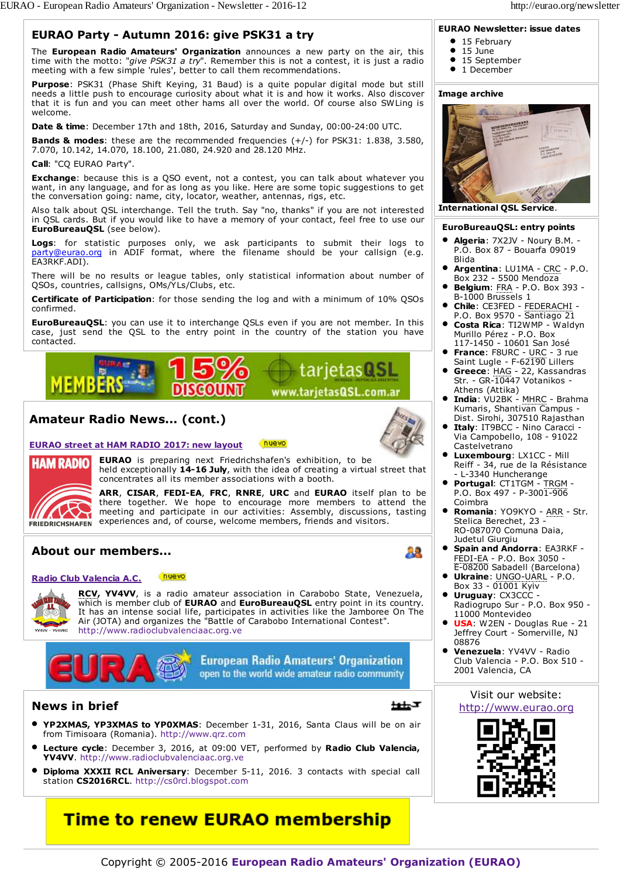## EURAO Party - Autumn 2016: give PSK31 a try

The **European Radio Amateurs' Organization** announces a new party on the air, this time with the motto: "*give PSK31 a try*". Remember this is not a contest, it is just a radio meeting with a few simple 'rules', better to call them recommendations.

**Purpose**: PSK31 (Phase Shift Keying, 31 Baud) is a quite popular digital mode but still needs a little push to encourage curiosity about what it is and how it works. Also discover that it is fun and you can meet other hams all over the world. Of course also SWLing is welcome.

**Date & time**: December 17th and 18th, 2016, Saturday and Sunday, 00:00-24:00 UTC.

**Bands & modes**: these are the recommended frequencies (+/-) for PSK31: 1.838, 3.580, 7.070, 10.142, 14.070, 18.100, 21.080, 24.920 and 28.120 MHz.

**Call**: "CQ EURAO Party".

**Exchange**: because this is a QSO event, not a contest, you can talk about whatever you want, in any language, and for as long as you like. Here are some topic suggestions to get the conversation going: name, city, locator, weather, antennas, rigs, etc.

Also talk about QSL interchange. Tell the truth. Say "no, thanks" if you are not interested in QSL cards. But if you would like to have a memory of your contact, feel free to use our **EuroBureauQSL** (see below).

**Logs**: for statistic purposes only, we ask participants to submit their logs to party@eurao.org in ADIF format, where the filename should be your callsign (e.g. EA3RKF.ADI).

There will be no results or league tables, only statistical information about number of QSOs, countries, callsigns, OMs/YLs/Clubs, etc.

**Certificate of Participation**: for those sending the log and with a minimum of 10% QSOs confirmed.

**EuroBureauQSL**: you can use it to interchange QSLs even if you are not member. In this case, just send the QSL to the entry point in the country of the station you have contacted.

MEMBERS 15% DISCOUNT tarjetasQSL www.tarjetasQSL.com.ar

## Amateur Radio News... (cont.)

### EURAO street at HAM RADIO 2017: new layout

nuevo

**EURAO** is preparing next Friedrichshafen's exhibition, to be held exceptionally **14-16 July**, with the idea of creating a virtual street that concentrates all its member associations with a booth.

**ARR**, **CISAR**, **FEDI-EA**, **FRC**, **RNRE**, **URC** and **EURAO** itself plan to be there together. We hope to encourage more members to attend the meeting and participate in our activities: Assembly, discussions, tasting experiences and, of course, welcome members, friends and visitors.

## About our members...

### Radio Club Valencia A.C.

nuevo

**RCV**, **YV4VV**, is a radio amateur association in Carabobo State, Venezuela, which is member club of **EURAO** and **EuroBureauQSL** entry point in its country. It has an intense social life, participates in activities like the Jamboree On The Air (JOTA) and organizes the "Battle of Carabobo International Contest". http://www.radioclubvalenciaac.org.ve

EURAO European Radio Amateurs' Organization — open to the world wide amateur radio community

## News in brief

- **YP2XMAS, YP3XMAS to YP0XMAS**: December 1-31, 2016, Santa Claus will be on air from Timisoara (Romania). http://www.qrz.com
- **Lecture cycle**: December 3, 2016, at 09:00 VET, performed by **Radio Club Valencia, YV4VV**. http://www.radioclubvalenciaac.org.ve
- **Diploma XXXII RCL Aniversary**: December 5-11, 2016. 3 contacts with special call station **CS2016RCL**. http://cs0rcl.blogspot.com

# Time to renew EURAO membership

### EURAO Newsletter: issue dates

- 15 February
- 15 June
- 15 September
- 1 December

### Image archive

**International QSL Service**.

### EuroBureauQSL: entry points

- **Algeria**: 7X2JV - Noury B.M. - P.O. Box 87 - Bouarfa 09019 Blida
- **Argentina**: LU1MA - CRC - P.O. Box 232 - 5500 Mendoza
- **Belgium**: FRA - P.O. Box 393 - B-1000 Brussels 1
- **Chile**: CE3FED - FEDERACHI - P.O. Box 9570 - Santiago 21
- **Costa Rica**: TI2WMP - Waldyn Murillo Pérez - P.O. Box 117-1450 - 10601 San José
- **France**: F8URC - URC - 3 rue Saint Lugle - F-62190 Lillers
- **Greece**: HAG - 22, Kassandras Str. - GR-10447 Votanikos - Athens (Attika)
- **India**: VU2BK - MHRC - Brahma Kumaris, Shantivan Campus - Dist. Sirohi, 307510 Rajasthan
- **Italy**: IT9BCC - Nino Caracci - Via Campobello, 108 - 91022 Castelvetrano
- **Luxembourg**: LX1CC - Mill Reiff - 34, rue de la Résistance - L-3340 Huncherange
- **Portugal**: CT1TGM - TRGM - P.O. Box 497 - P-3001-906 Coimbra
- **Romania**: YO9KYO - ARR - Str. Stelica Berechet, 23 - RO-087070 Comuna Daia, Judetul Giurgiu
- **Spain and Andorra**: EA3RKF - FEDI-EA - P.O. Box 3050 - E-08200 Sabadell (Barcelona)
- **Ukraine**: UNGO-UARL - P.O. Box 33 - 01001 Kyiv
- **Uruguay**: CX3CCC - Radiogrupo Sur - P.O. Box 950 - 11000 Montevideo
- **USA**: W2EN - Douglas Rue - 21 Jeffrey Court - Somerville, NJ 08876
- **Venezuela**: YV4VV - Radio Club Valencia - P.O. Box 510 - 2001 Valencia, CA

Visit our website:
http://www.eurao.org

Copyright © 2005-2016 **European Radio Amateurs' Organization (EURAO)**